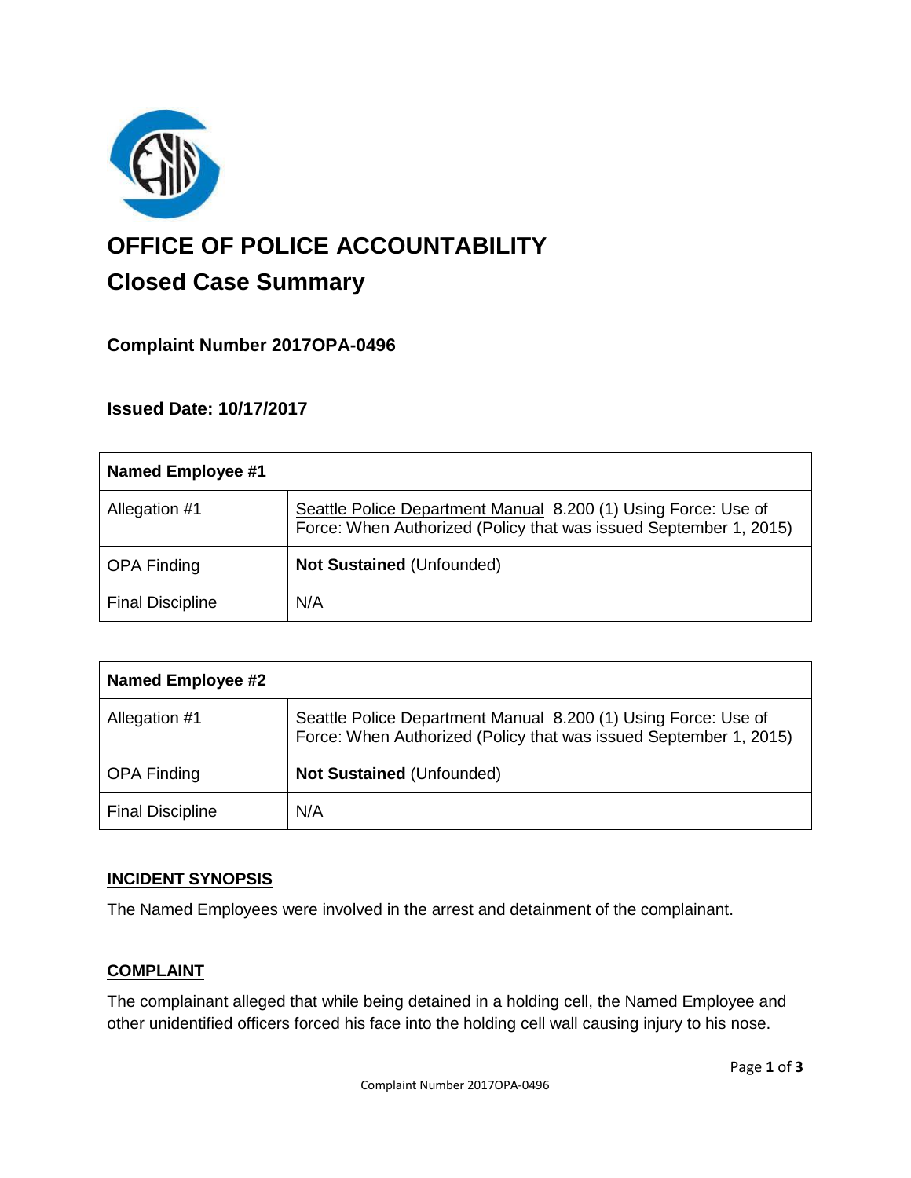# OFFICE OF POLICE ACCOUNTABILITY

## Closed Case Summary

### Complaint Number 2017OPA-0496

### Issued Date: 10/17/2017

| Named Employee #1 | |
|---|---|
| Allegation #1 | Seattle Police Department Manual 8.200 (1) Using Force: Use of Force: When Authorized (Policy that was issued September 1, 2015) |
| OPA Finding | **Not Sustained** (Unfounded) |
| Final Discipline | N/A |

| Named Employee #2 | |
|---|---|
| Allegation #1 | Seattle Police Department Manual 8.200 (1) Using Force: Use of Force: When Authorized (Policy that was issued September 1, 2015) |
| OPA Finding | **Not Sustained** (Unfounded) |
| Final Discipline | N/A |

## INCIDENT SYNOPSIS

The Named Employees were involved in the arrest and detainment of the complainant.

## COMPLAINT

The complainant alleged that while being detained in a holding cell, the Named Employee and other unidentified officers forced his face into the holding cell wall causing injury to his nose.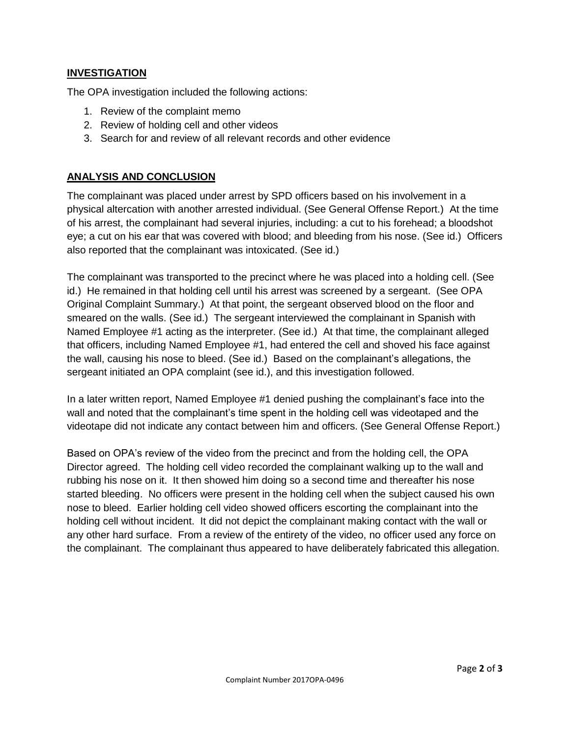## INVESTIGATION

The OPA investigation included the following actions:

1. Review of the complaint memo
2. Review of holding cell and other videos
3. Search for and review of all relevant records and other evidence

## ANALYSIS AND CONCLUSION

The complainant was placed under arrest by SPD officers based on his involvement in a physical altercation with another arrested individual. (See General Offense Report.) At the time of his arrest, the complainant had several injuries, including: a cut to his forehead; a bloodshot eye; a cut on his ear that was covered with blood; and bleeding from his nose. (See id.) Officers also reported that the complainant was intoxicated. (See id.)

The complainant was transported to the precinct where he was placed into a holding cell. (See id.) He remained in that holding cell until his arrest was screened by a sergeant. (See OPA Original Complaint Summary.) At that point, the sergeant observed blood on the floor and smeared on the walls. (See id.) The sergeant interviewed the complainant in Spanish with Named Employee #1 acting as the interpreter. (See id.) At that time, the complainant alleged that officers, including Named Employee #1, had entered the cell and shoved his face against the wall, causing his nose to bleed. (See id.) Based on the complainant's allegations, the sergeant initiated an OPA complaint (see id.), and this investigation followed.

In a later written report, Named Employee #1 denied pushing the complainant's face into the wall and noted that the complainant's time spent in the holding cell was videotaped and the videotape did not indicate any contact between him and officers. (See General Offense Report.)

Based on OPA's review of the video from the precinct and from the holding cell, the OPA Director agreed. The holding cell video recorded the complainant walking up to the wall and rubbing his nose on it. It then showed him doing so a second time and thereafter his nose started bleeding. No officers were present in the holding cell when the subject caused his own nose to bleed. Earlier holding cell video showed officers escorting the complainant into the holding cell without incident. It did not depict the complainant making contact with the wall or any other hard surface. From a review of the entirety of the video, no officer used any force on the complainant. The complainant thus appeared to have deliberately fabricated this allegation.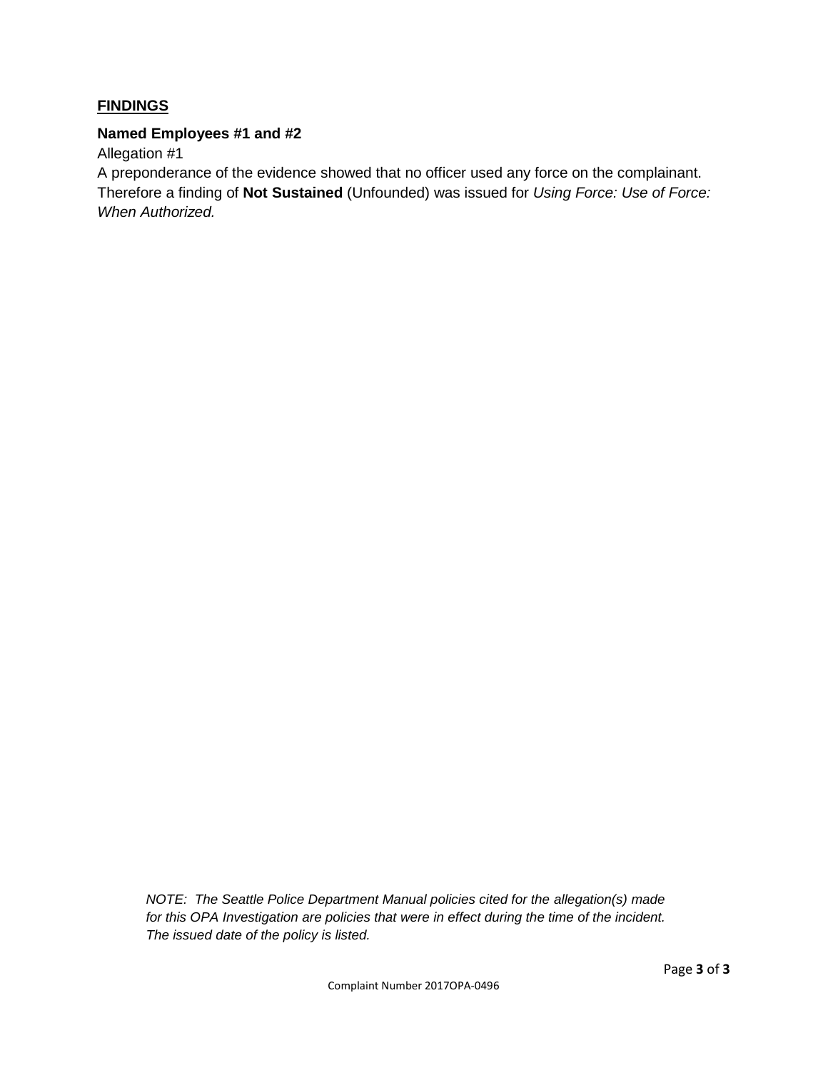## FINDINGS

### Named Employees #1 and #2

Allegation #1

A preponderance of the evidence showed that no officer used any force on the complainant. Therefore a finding of **Not Sustained** (Unfounded) was issued for *Using Force: Use of Force: When Authorized.*

*NOTE: The Seattle Police Department Manual policies cited for the allegation(s) made for this OPA Investigation are policies that were in effect during the time of the incident. The issued date of the policy is listed.*

Complaint Number 2017OPA-0496